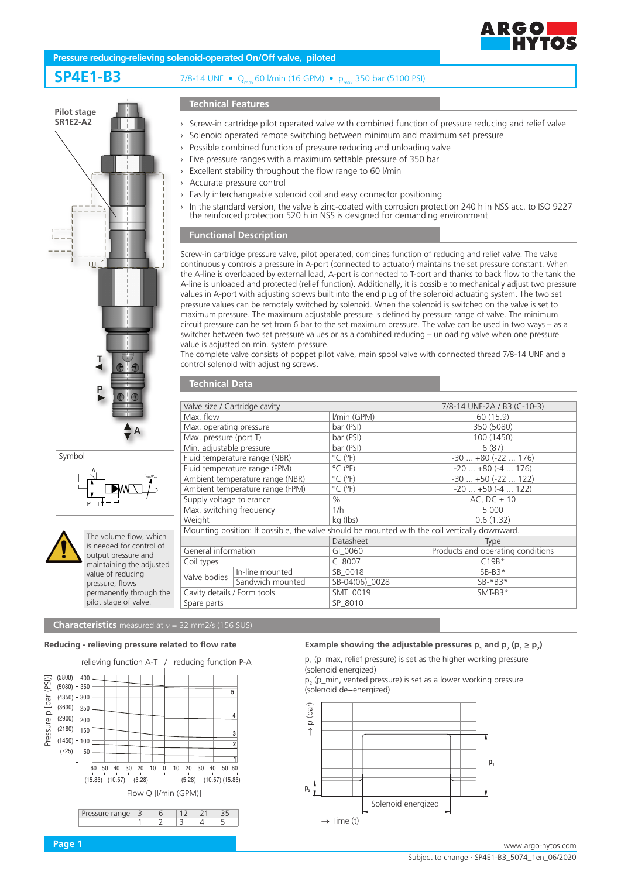**Pressure reducing-relieving solenoid-operated On/Off valve, piloted**

# SP4E1-B3

7/8-14 UNF • $Q_{max}$ 60 l/min (16 GPM) • $p_{max}$ 350 bar (5100 PSI)

Pilot stage SR1E2-A2

## Technical Features

- Screw-in cartridge pilot operated valve with combined function of pressure reducing and relief valve
- Solenoid operated remote switching between minimum and maximum set pressure
- Possible combined function of pressure reducing and unloading valve
- Five pressure ranges with a maximum settable pressure of 350 bar
- Excellent stability throughout the flow range to 60 l/min
- Accurate pressure control
- Easily interchangeable solenoid coil and easy connector positioning
- In the standard version, the valve is zinc-coated with corrosion protection 240 h in NSS acc. to ISO 9227 the reinforced protection 520 h in NSS is designed for demanding environment

## Functional Description

Screw-in cartridge pressure valve, pilot operated, combines function of reducing and relief valve. The valve continuously controls a pressure in A-port (connected to actuator) maintains the set pressure constant. When the A-line is overloaded by external load, A-port is connected to T-port and thanks to back flow to the tank the A-line is unloaded and protected (relief function). Additionally, it is possible to mechanically adjust two pressure values in A-port with adjusting screws built into the end plug of the solenoid actuating system. The two set pressure values can be remotely switched by solenoid. When the solenoid is switched on the valve is set to maximum pressure. The maximum adjustable pressure is defined by pressure range of valve. The minimum circuit pressure can be set from 6 bar to the set maximum pressure. The valve can be used in two ways – as a switcher between two set pressure values or as a combined reducing – unloading valve when one pressure value is adjusted on min. system pressure.
The complete valve consists of poppet pilot valve, main spool valve with connected thread 7/8-14 UNF and a control solenoid with adjusting screws.

## Technical Data

| Valve size / Cartridge cavity | | | 7/8-14 UNF-2A / B3 (C-10-3) |
|---|---|---|---|
| Max. flow | | l/min (GPM) | 60 (15.9) |
| Max. operating pressure | | bar (PSI) | 350 (5080) |
| Max. pressure (port T) | | bar (PSI) | 100 (1450) |
| Min. adjustable pressure | | bar (PSI) | 6 (87) |
| Fluid temperature range (NBR) | | °C (°F) | -30 ... +80 (-22 ... 176) |
| Fluid temperature range (FPM) | | °C (°F) | -20 ... +80 (-4 ... 176) |
| Ambient temperature range (NBR) | | °C (°F) | -30 ... +50 (-22 ... 122) |
| Ambient temperature range (FPM) | | °C (°F) | -20 ... +50 (-4 ... 122) |
| Supply voltage tolerance | | % | AC, DC ± 10 |
| Max. switching frequency | | 1/h | 5 000 |
| Weight | | kg (lbs) | 0.6 (1.32) |
| Mounting position: If possible, the valve should be mounted with the coil vertically downward. | | | |
| | | Datasheet | Type |
| General information | | GI_0060 | Products and operating conditions |
| Coil types | | C_8007 | C19B* |
| Valve bodies | In-line mounted | SB_0018 | SB-B3* |
| | Sandwich mounted | SB-04(06)_0028 | SB-*B3* |
| Cavity details / Form tools | | SMT_0019 | SMT-B3* |
| Spare parts | | SP_8010 | |

Symbol

The volume flow, which is needed for control of output pressure and maintaining the adjusted value of reducing pressure, flows permanently through the pilot stage of valve.

## Characteristics measured at ν = 32 mm2/s (156 SUS)

### Reducing - relieving pressure related to flow rate

relieving function A-T / reducing function P-A

Pressure p [bar (PSI)]: 50 (725), 100 (1450), 150 (2180), 200 (2900), 250 (3630), 300 (4350), 350 (5080), 400 (5800)

Flow Q [l/min (GPM)]: 60 (15.85), 50, 40 (10.57), 30, 20 (5.28), 10, 0, 10, 20 (5.28), 30, 40 (10.57), 50, 60 (15.85)

| Pressure range | 3 | 6 | 12 | 21 | 35 |
|---|---|---|---|---|---|
| | 1 | 2 | 3 | 4 | 5 |

### Example showing the adjustable pressures $p_1$ and $p_2$ ($p_1 \geq p_2$)

$p_1$ (p_max, relief pressure) is set as the higher working pressure (solenoid energized)
$p_2$ (p_min, vented pressure) is set as a lower working pressure (solenoid de–energized)

→ p (bar); $p_1$; $p_2$; Solenoid energized; → Time (t)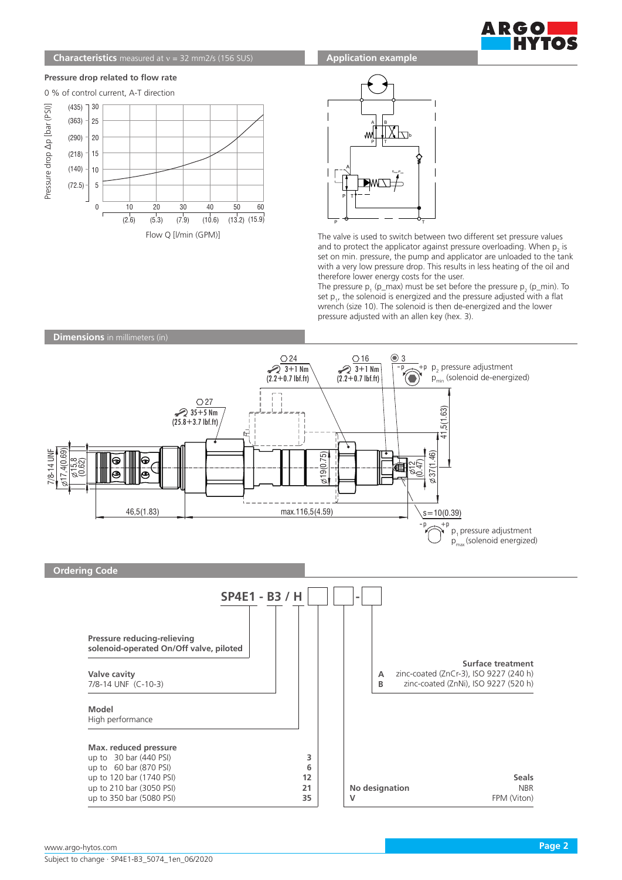## Characteristics measured at ν = 32 mm2/s (156 SUS)

### Pressure drop related to flow rate

0 % of control current, A-T direction

Pressure drop Δp [bar (PSI)]

(435) 30
(363) 25
(290) 20
(218) 15
(140) 10
(72.5) 5
0

10 (2.6)
20 (5.3)
30 (7.9)
40 (10.6)
50 (13.2)
60 (15.9)

Flow Q [l/min (GPM)]

## Application example

The valve is used to switch between two different set pressure values and to protect the applicator against pressure overloading. When $p_2$ is set on min. pressure, the pump and applicator are unloaded to the tank with a very low pressure drop. This results in less heating of the oil and therefore lower energy costs for the user.

The pressure $p_1$ (p_max) must be set before the pressure $p_2$ (p_min). To set $p_1$, the solenoid is energized and the pressure adjusted with a flat wrench (size 10). The solenoid is then de-energized and the lower pressure adjusted with an allen key (hex. 3).

## Dimensions in millimeters (in)

⬡ 24
3+1 Nm
(2.2+0.7 lbf.ft)

⬡ 16
3+1 Nm
(2.2+0.7 lbf.ft)

⬡ 3
-p +p $p_2$ pressure adjustment
$p_{min}$ (solenoid de-energized)

⬡ 27
35+5 Nm
(25.8+3.7 lbf.ft)

7/8-14 UNF
⌀17.4(0.69)
⌀15.8 (0.62)
⌀19(0.75)
⌀12 (0.47)
⌀37(1.46)
41.5(1.63)

46,5(1.83)
max.116,5(4.59)

s=10(0.39)
-p +p $p_1$ pressure adjustment
$p_{max}$ (solenoid energized)

## Ordering Code

**SP4E1 - B3 / H** [ ] [ ] - [ ]

**Pressure reducing-relieving solenoid-operated On/Off valve, piloted**

**Valve cavity**
7/8-14 UNF (C-10-3)

**Model**
High performance

**Max. reduced pressure**

| | |
|---|---|
| up to 30 bar (440 PSI) | **3** |
| up to 60 bar (870 PSI) | **6** |
| up to 120 bar (1740 PSI) | **12** |
| up to 210 bar (3050 PSI) | **21** |
| up to 350 bar (5080 PSI) | **35** |

**Seals**

| | |
|---|---|
| **No designation** | NBR |
| **V** | FPM (Viton) |

**Surface treatment**

| | |
|---|---|
| **A** | zinc-coated (ZnCr-3), ISO 9227 (240 h) |
| **B** | zinc-coated (ZnNi), ISO 9227 (520 h) |

www.argo-hytos.com

Subject to change · SP4E1-B3_5074_1en_06/2020